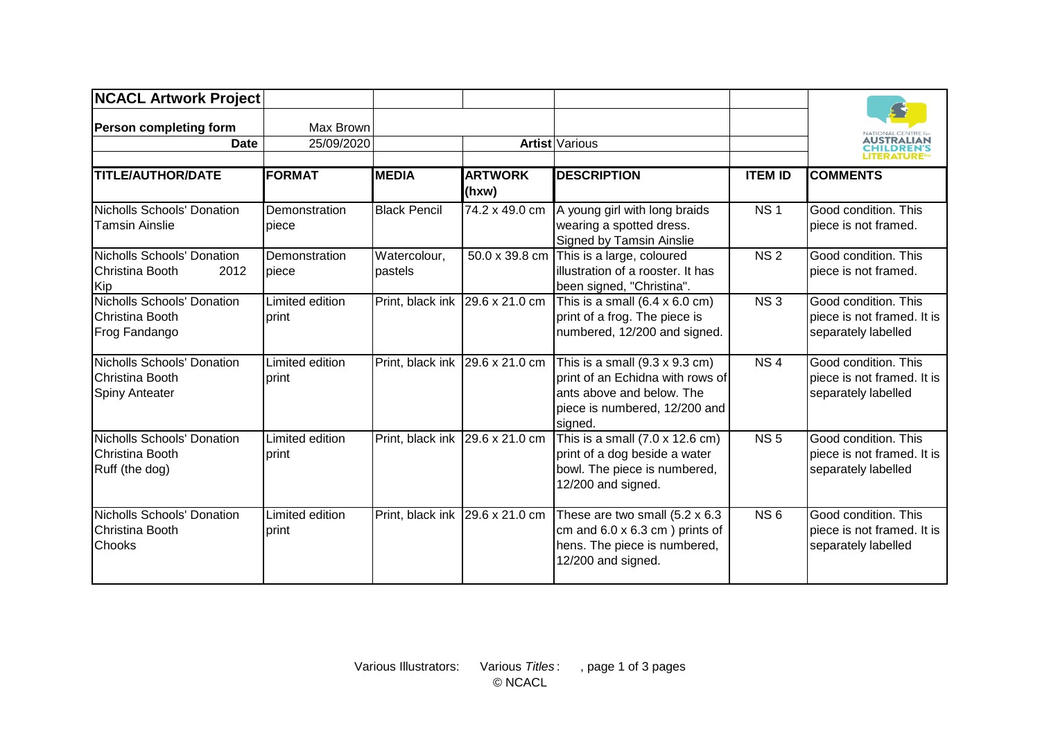**NCACL Artwork Project**

| | | | | | | |
|---|---|---|---|---|---|---|
| **Person completing form** | Max Brown | | | | | |
| **Date** | 25/09/2020 | | | **Artist** Various | | |

| TITLE/AUTHOR/DATE | FORMAT | MEDIA | ARTWORK (hxw) | DESCRIPTION | ITEM ID | COMMENTS |
|---|---|---|---|---|---|---|
| Nicholls Schools' Donation Tamsin Ainslie | Demonstration piece | Black Pencil | 74.2 x 49.0 cm | A young girl with long braids wearing a spotted dress. Signed by Tamsin Ainslie | NS 1 | Good condition. This piece is not framed. |
| Nicholls Schools' Donation Christina Booth 2012 Kip | Demonstration piece | Watercolour, pastels | 50.0 x 39.8 cm | This is a large, coloured illustration of a rooster. It has been signed, "Christina". | NS 2 | Good condition. This piece is not framed. |
| Nicholls Schools' Donation Christina Booth Frog Fandango | Limited edition print | Print, black ink | 29.6 x 21.0 cm | This is a small (6.4 x 6.0 cm) print of a frog. The piece is numbered, 12/200 and signed. | NS 3 | Good condition. This piece is not framed. It is separately labelled |
| Nicholls Schools' Donation Christina Booth Spiny Anteater | Limited edition print | Print, black ink | 29.6 x 21.0 cm | This is a small (9.3 x 9.3 cm) print of an Echidna with rows of ants above and below. The piece is numbered, 12/200 and signed. | NS 4 | Good condition. This piece is not framed. It is separately labelled |
| Nicholls Schools' Donation Christina Booth Ruff (the dog) | Limited edition print | Print, black ink | 29.6 x 21.0 cm | This is a small (7.0 x 12.6 cm) print of a dog beside a water bowl. The piece is numbered, 12/200 and signed. | NS 5 | Good condition. This piece is not framed. It is separately labelled |
| Nicholls Schools' Donation Christina Booth Chooks | Limited edition print | Print, black ink | 29.6 x 21.0 cm | These are two small (5.2 x 6.3 cm and 6.0 x 6.3 cm ) prints of hens. The piece is numbered, 12/200 and signed. | NS 6 | Good condition. This piece is not framed. It is separately labelled |

Various Illustrators: Various *Titles* : , page 1 of 3 pages
© NCACL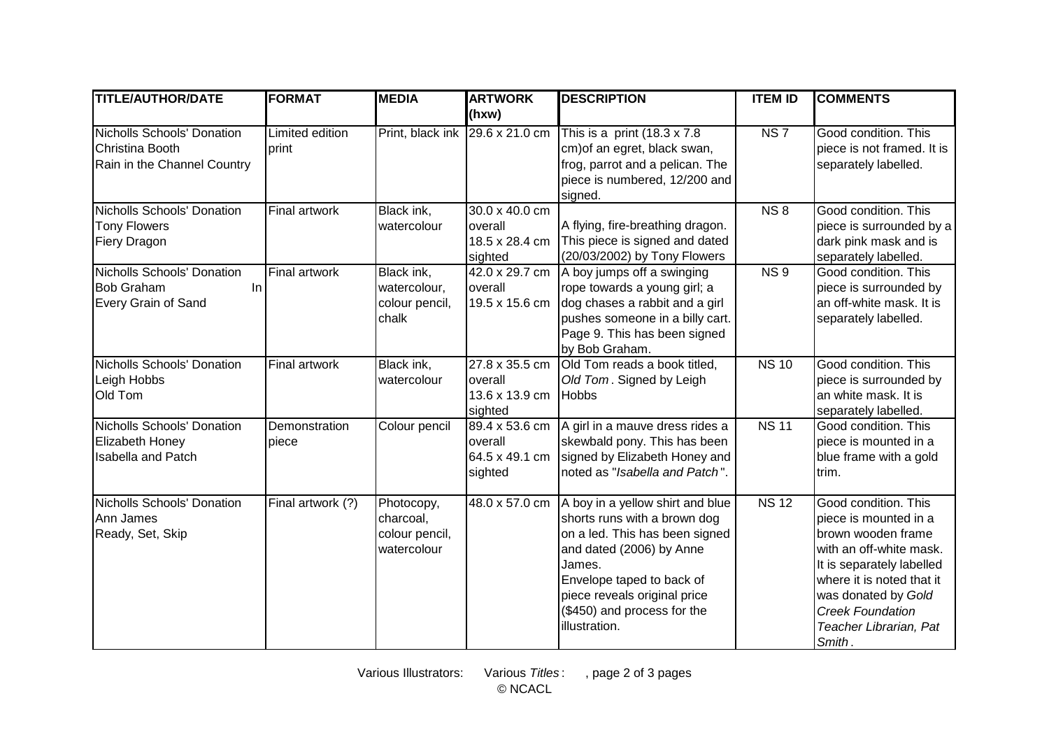| TITLE/AUTHOR/DATE | FORMAT | MEDIA | ARTWORK (hxw) | DESCRIPTION | ITEM ID | COMMENTS |
|---|---|---|---|---|---|---|
| Nicholls Schools' Donation Christina Booth Rain in the Channel Country | Limited edition print | Print, black ink | 29.6 x 21.0 cm | This is a print (18.3 x 7.8 cm)of an egret, black swan, frog, parrot and a pelican. The piece is numbered, 12/200 and signed. | NS 7 | Good condition. This piece is not framed. It is separately labelled. |
| Nicholls Schools' Donation Tony Flowers Fiery Dragon | Final artwork | Black ink, watercolour | 30.0 x 40.0 cm overall 18.5 x 28.4 cm sighted | A flying, fire-breathing dragon. This piece is signed and dated (20/03/2002) by Tony Flowers | NS 8 | Good condition. This piece is surrounded by a dark pink mask and is separately labelled. |
| Nicholls Schools' Donation Bob Graham In Every Grain of Sand | Final artwork | Black ink, watercolour, colour pencil, chalk | 42.0 x 29.7 cm overall 19.5 x 15.6 cm | A boy jumps off a swinging rope towards a young girl; a dog chases a rabbit and a girl pushes someone in a billy cart. Page 9. This has been signed by Bob Graham. | NS 9 | Good condition. This piece is surrounded by an off-white mask. It is separately labelled. |
| Nicholls Schools' Donation Leigh Hobbs Old Tom | Final artwork | Black ink, watercolour | 27.8 x 35.5 cm overall 13.6 x 13.9 cm sighted | Old Tom reads a book titled, *Old Tom*. Signed by Leigh Hobbs | NS 10 | Good condition. This piece is surrounded by an white mask. It is separately labelled. |
| Nicholls Schools' Donation Elizabeth Honey Isabella and Patch | Demonstration piece | Colour pencil | 89.4 x 53.6 cm overall 64.5 x 49.1 cm sighted | A girl in a mauve dress rides a skewbald pony. This has been signed by Elizabeth Honey and noted as "*Isabella and Patch*". | NS 11 | Good condition. This piece is mounted in a blue frame with a gold trim. |
| Nicholls Schools' Donation Ann James Ready, Set, Skip | Final artwork (?) | Photocopy, charcoal, colour pencil, watercolour | 48.0 x 57.0 cm | A boy in a yellow shirt and blue shorts runs with a brown dog on a led. This has been signed and dated (2006) by Anne James. Envelope taped to back of piece reveals original price ($450) and process for the illustration. | NS 12 | Good condition. This piece is mounted in a brown wooden frame with an off-white mask. It is separately labelled where it is noted that it was donated by *Gold Creek Foundation Teacher Librarian, Pat Smith*. |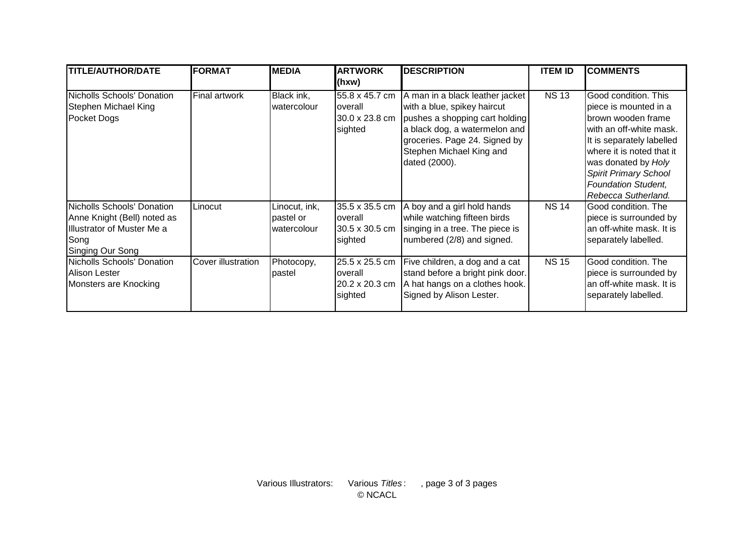| TITLE/AUTHOR/DATE | FORMAT | MEDIA | ARTWORK (hxw) | DESCRIPTION | ITEM ID | COMMENTS |
|---|---|---|---|---|---|---|
| Nicholls Schools' Donation Stephen Michael King Pocket Dogs | Final artwork | Black ink, watercolour | 55.8 x 45.7 cm overall 30.0 x 23.8 cm sighted | A man in a black leather jacket with a blue, spikey haircut pushes a shopping cart holding a black dog, a watermelon and groceries. Page 24. Signed by Stephen Michael King and dated (2000). | NS 13 | Good condition. This piece is mounted in a brown wooden frame with an off-white mask. It is separately labelled where it is noted that it was donated by *Holy Spirit Primary School Foundation Student, Rebecca Sutherland.* |
| Nicholls Schools' Donation Anne Knight (Bell) noted as Illustrator of Muster Me a Song Singing Our Song | Linocut | Linocut, ink, pastel or watercolour | 35.5 x 35.5 cm overall 30.5 x 30.5 cm sighted | A boy and a girl hold hands while watching fifteen birds singing in a tree. The piece is numbered (2/8) and signed. | NS 14 | Good condition. The piece is surrounded by an off-white mask. It is separately labelled. |
| Nicholls Schools' Donation Alison Lester Monsters are Knocking | Cover illustration | Photocopy, pastel | 25.5 x 25.5 cm overall 20.2 x 20.3 cm sighted | Five children, a dog and a cat stand before a bright pink door. A hat hangs on a clothes hook. Signed by Alison Lester. | NS 15 | Good condition. The piece is surrounded by an off-white mask. It is separately labelled. |